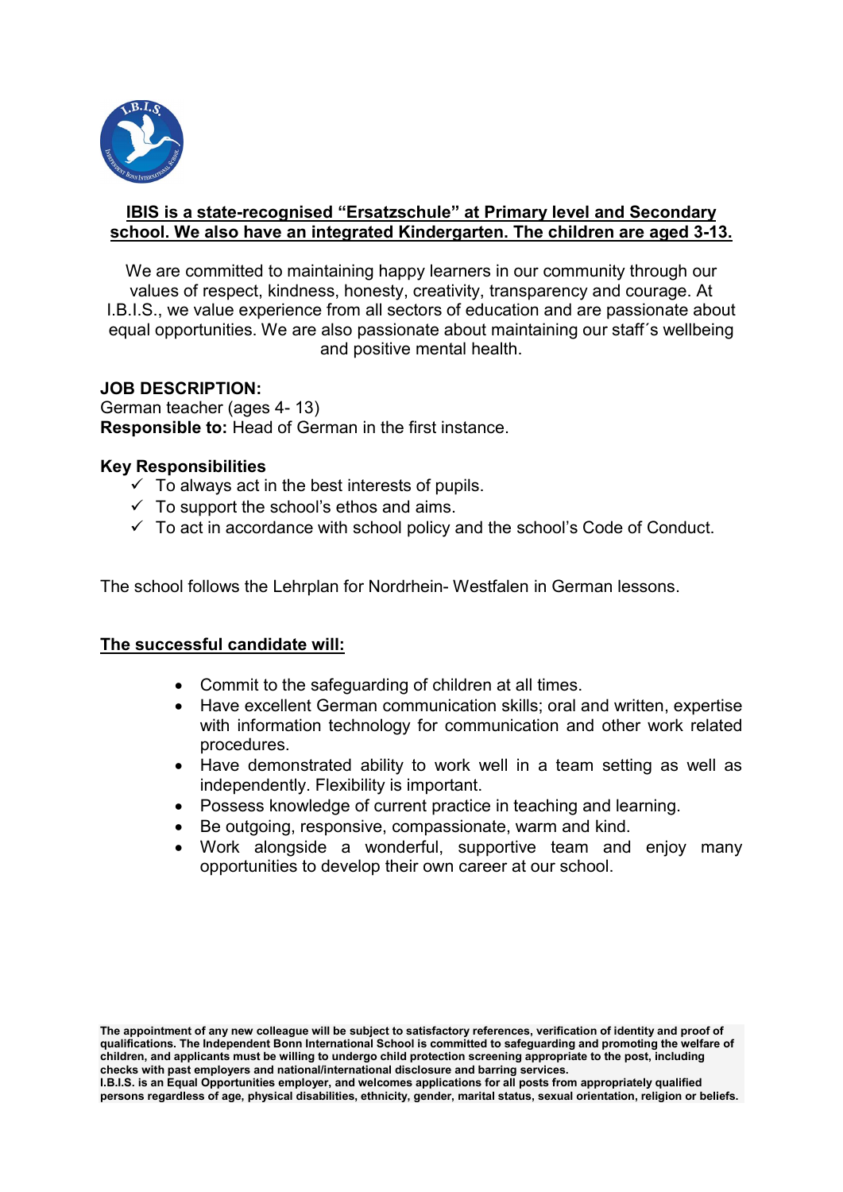**IBIS is a state-recognised "Ersatzschule" at Primary level and Secondary school. We also have an integrated Kindergarten. The children are aged 3-13.**

We are committed to maintaining happy learners in our community through our values of respect, kindness, honesty, creativity, transparency and courage. At I.B.I.S., we value experience from all sectors of education and are passionate about equal opportunities. We are also passionate about maintaining our staff´s wellbeing and positive mental health.

**JOB DESCRIPTION:**
German teacher (ages 4- 13)
**Responsible to:** Head of German in the first instance.

**Key Responsibilities**

- ✓ To always act in the best interests of pupils.
- ✓ To support the school's ethos and aims.
- ✓ To act in accordance with school policy and the school's Code of Conduct.

The school follows the Lehrplan for Nordrhein- Westfalen in German lessons.

**The successful candidate will:**

- Commit to the safeguarding of children at all times.
- Have excellent German communication skills; oral and written, expertise with information technology for communication and other work related procedures.
- Have demonstrated ability to work well in a team setting as well as independently. Flexibility is important.
- Possess knowledge of current practice in teaching and learning.
- Be outgoing, responsive, compassionate, warm and kind.
- Work alongside a wonderful, supportive team and enjoy many opportunities to develop their own career at our school.

**The appointment of any new colleague will be subject to satisfactory references, verification of identity and proof of qualifications. The Independent Bonn International School is committed to safeguarding and promoting the welfare of children, and applicants must be willing to undergo child protection screening appropriate to the post, including checks with past employers and national/international disclosure and barring services.**
**I.B.I.S. is an Equal Opportunities employer, and welcomes applications for all posts from appropriately qualified persons regardless of age, physical disabilities, ethnicity, gender, marital status, sexual orientation, religion or beliefs.**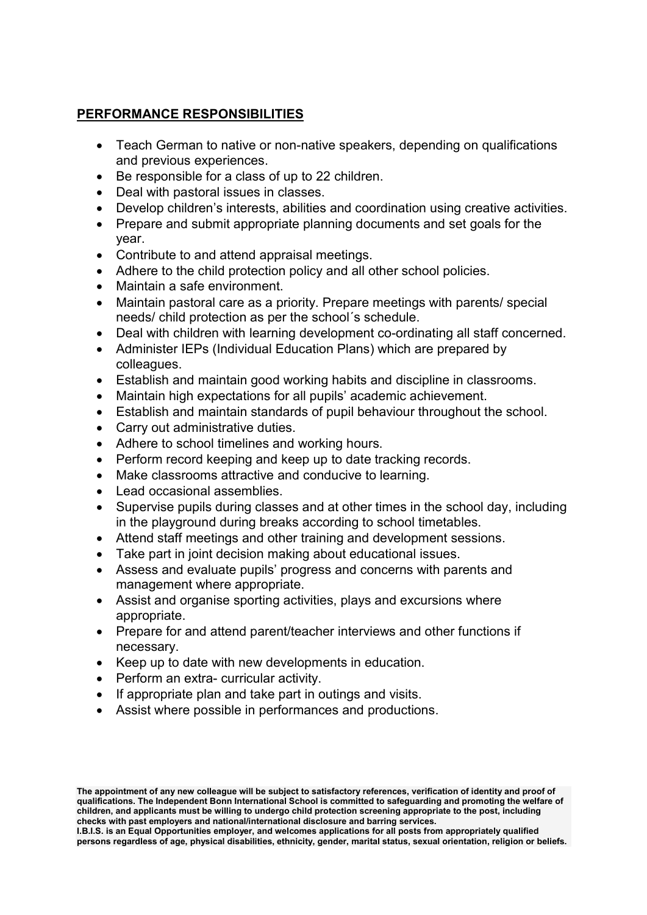## PERFORMANCE RESPONSIBILITIES

- Teach German to native or non-native speakers, depending on qualifications and previous experiences.
- Be responsible for a class of up to 22 children.
- Deal with pastoral issues in classes.
- Develop children's interests, abilities and coordination using creative activities.
- Prepare and submit appropriate planning documents and set goals for the year.
- Contribute to and attend appraisal meetings.
- Adhere to the child protection policy and all other school policies.
- Maintain a safe environment.
- Maintain pastoral care as a priority. Prepare meetings with parents/ special needs/ child protection as per the school´s schedule.
- Deal with children with learning development co-ordinating all staff concerned.
- Administer IEPs (Individual Education Plans) which are prepared by colleagues.
- Establish and maintain good working habits and discipline in classrooms.
- Maintain high expectations for all pupils' academic achievement.
- Establish and maintain standards of pupil behaviour throughout the school.
- Carry out administrative duties.
- Adhere to school timelines and working hours.
- Perform record keeping and keep up to date tracking records.
- Make classrooms attractive and conducive to learning.
- Lead occasional assemblies.
- Supervise pupils during classes and at other times in the school day, including in the playground during breaks according to school timetables.
- Attend staff meetings and other training and development sessions.
- Take part in joint decision making about educational issues.
- Assess and evaluate pupils' progress and concerns with parents and management where appropriate.
- Assist and organise sporting activities, plays and excursions where appropriate.
- Prepare for and attend parent/teacher interviews and other functions if necessary.
- Keep up to date with new developments in education.
- Perform an extra- curricular activity.
- If appropriate plan and take part in outings and visits.
- Assist where possible in performances and productions.

**The appointment of any new colleague will be subject to satisfactory references, verification of identity and proof of qualifications. The Independent Bonn International School is committed to safeguarding and promoting the welfare of children, and applicants must be willing to undergo child protection screening appropriate to the post, including checks with past employers and national/international disclosure and barring services.**
**I.B.I.S. is an Equal Opportunities employer, and welcomes applications for all posts from appropriately qualified persons regardless of age, physical disabilities, ethnicity, gender, marital status, sexual orientation, religion or beliefs.**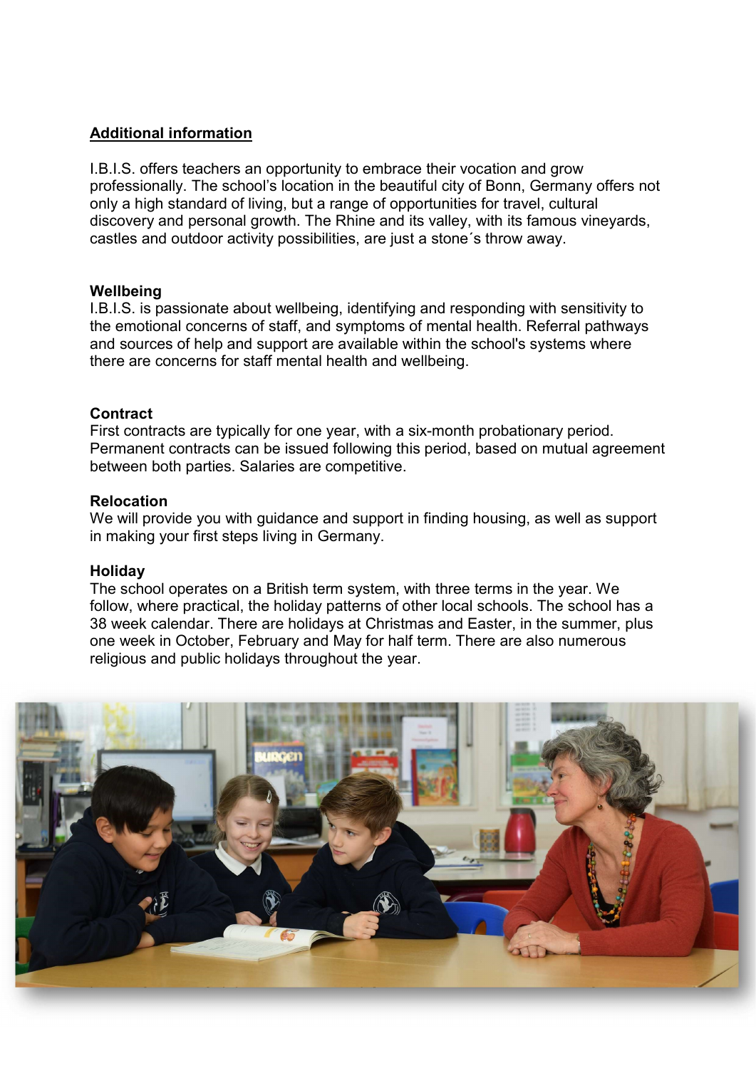## Additional information

I.B.I.S. offers teachers an opportunity to embrace their vocation and grow professionally. The school's location in the beautiful city of Bonn, Germany offers not only a high standard of living, but a range of opportunities for travel, cultural discovery and personal growth. The Rhine and its valley, with its famous vineyards, castles and outdoor activity possibilities, are just a stone´s throw away.

### Wellbeing

I.B.I.S. is passionate about wellbeing, identifying and responding with sensitivity to the emotional concerns of staff, and symptoms of mental health. Referral pathways and sources of help and support are available within the school's systems where there are concerns for staff mental health and wellbeing.

### Contract

First contracts are typically for one year, with a six-month probationary period. Permanent contracts can be issued following this period, based on mutual agreement between both parties. Salaries are competitive.

### Relocation

We will provide you with guidance and support in finding housing, as well as support in making your first steps living in Germany.

### Holiday

The school operates on a British term system, with three terms in the year. We follow, where practical, the holiday patterns of other local schools. The school has a 38 week calendar. There are holidays at Christmas and Easter, in the summer, plus one week in October, February and May for half term. There are also numerous religious and public holidays throughout the year.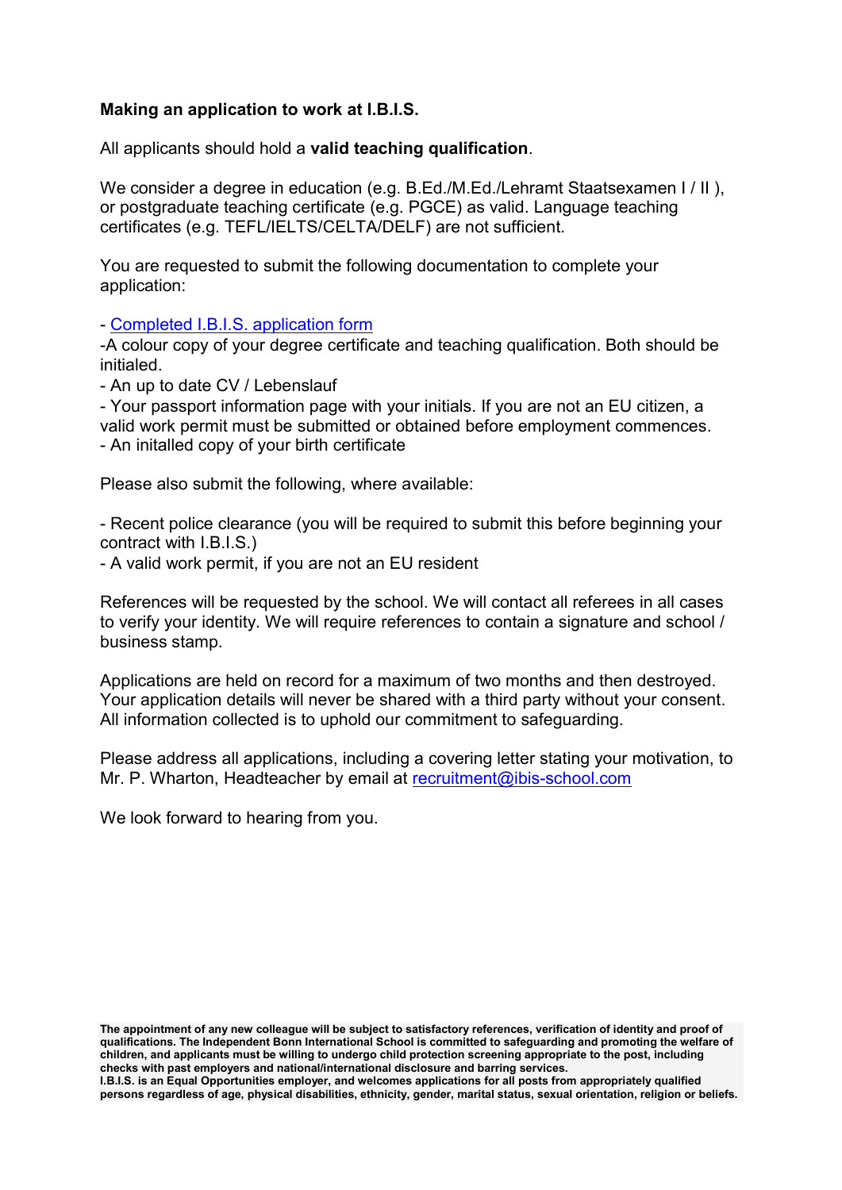**Making an application to work at I.B.I.S.**

All applicants should hold a **valid teaching qualification**.

We consider a degree in education (e.g. B.Ed./M.Ed./Lehramt Staatsexamen I / II ), or postgraduate teaching certificate (e.g. PGCE) as valid. Language teaching certificates (e.g. TEFL/IELTS/CELTA/DELF) are not sufficient.

You are requested to submit the following documentation to complete your application:

- Completed I.B.I.S. application form
- A colour copy of your degree certificate and teaching qualification. Both should be initialed.
- An up to date CV / Lebenslauf
- Your passport information page with your initials. If you are not an EU citizen, a valid work permit must be submitted or obtained before employment commences.
- An initalled copy of your birth certificate

Please also submit the following, where available:

- Recent police clearance (you will be required to submit this before beginning your contract with I.B.I.S.)
- A valid work permit, if you are not an EU resident

References will be requested by the school. We will contact all referees in all cases to verify your identity. We will require references to contain a signature and school / business stamp.

Applications are held on record for a maximum of two months and then destroyed. Your application details will never be shared with a third party without your consent. All information collected is to uphold our commitment to safeguarding.

Please address all applications, including a covering letter stating your motivation, to Mr. P. Wharton, Headteacher by email at recruitment@ibis-school.com

We look forward to hearing from you.

**The appointment of any new colleague will be subject to satisfactory references, verification of identity and proof of qualifications. The Independent Bonn International School is committed to safeguarding and promoting the welfare of children, and applicants must be willing to undergo child protection screening appropriate to the post, including checks with past employers and national/international disclosure and barring services.**
**I.B.I.S. is an Equal Opportunities employer, and welcomes applications for all posts from appropriately qualified persons regardless of age, physical disabilities, ethnicity, gender, marital status, sexual orientation, religion or beliefs.**